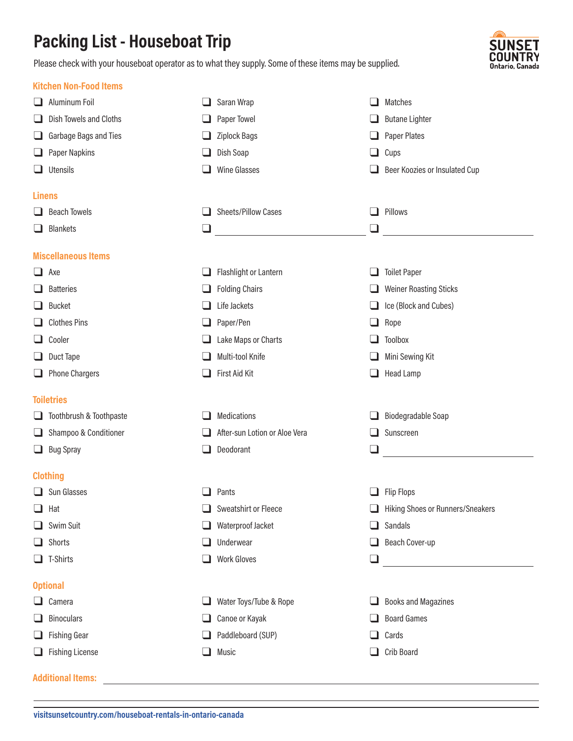# Packing List - Houseboat Trip

Please check with your houseboat operator as to what they supply. Some of these items may be supplied.

SUNSET COUNTRY
Ontario, Canada

## Kitchen Non-Food Items

- [ ] Aluminum Foil
- [ ] Dish Towels and Cloths
- [ ] Garbage Bags and Ties
- [ ] Paper Napkins
- [ ] Utensils
- [ ] Saran Wrap
- [ ] Paper Towel
- [ ] Ziplock Bags
- [ ] Dish Soap
- [ ] Wine Glasses
- [ ] Matches
- [ ] Butane Lighter
- [ ] Paper Plates
- [ ] Cups
- [ ] Beer Koozies or Insulated Cup

## Linens

- [ ] Beach Towels
- [ ] Blankets
- [ ] Sheets/Pillow Cases
- [ ] ______________________
- [ ] Pillows
- [ ] ______________________

## Miscellaneous Items

- [ ] Axe
- [ ] Batteries
- [ ] Bucket
- [ ] Clothes Pins
- [ ] Cooler
- [ ] Duct Tape
- [ ] Phone Chargers
- [ ] Flashlight or Lantern
- [ ] Folding Chairs
- [ ] Life Jackets
- [ ] Paper/Pen
- [ ] Lake Maps or Charts
- [ ] Multi-tool Knife
- [ ] First Aid Kit
- [ ] Toilet Paper
- [ ] Weiner Roasting Sticks
- [ ] Ice (Block and Cubes)
- [ ] Rope
- [ ] Toolbox
- [ ] Mini Sewing Kit
- [ ] Head Lamp

## Toiletries

- [ ] Toothbrush & Toothpaste
- [ ] Shampoo & Conditioner
- [ ] Bug Spray
- [ ] Medications
- [ ] After-sun Lotion or Aloe Vera
- [ ] Deodorant
- [ ] Biodegradable Soap
- [ ] Sunscreen
- [ ] ______________________

## Clothing

- [ ] Sun Glasses
- [ ] Hat
- [ ] Swim Suit
- [ ] Shorts
- [ ] T-Shirts
- [ ] Pants
- [ ] Sweatshirt or Fleece
- [ ] Waterproof Jacket
- [ ] Underwear
- [ ] Work Gloves
- [ ] Flip Flops
- [ ] Hiking Shoes or Runners/Sneakers
- [ ] Sandals
- [ ] Beach Cover-up
- [ ] ______________________

## Optional

- [ ] Camera
- [ ] Binoculars
- [ ] Fishing Gear
- [ ] Fishing License
- [ ] Water Toys/Tube & Rope
- [ ] Canoe or Kayak
- [ ] Paddleboard (SUP)
- [ ] Music
- [ ] Books and Magazines
- [ ] Board Games
- [ ] Cards
- [ ] Crib Board

**Additional Items:** ______________________________________________

______________________________________________

visitsunsetcountry.com/houseboat-rentals-in-ontario-canada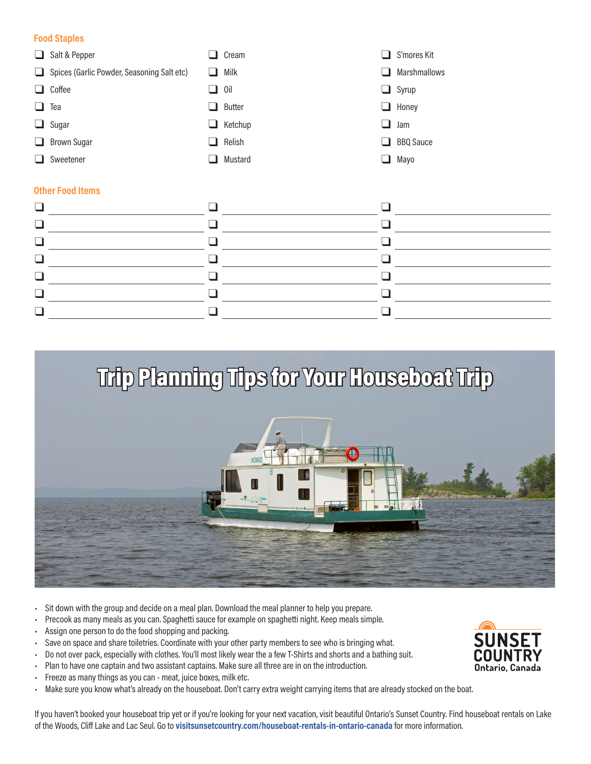## Food Staples

- ❑ Salt & Pepper
- ❑ Spices (Garlic Powder, Seasoning Salt etc)
- ❑ Coffee
- ❑ Tea
- ❑ Sugar
- ❑ Brown Sugar
- ❑ Sweetener
- ❑ Cream
- ❑ Milk
- ❑ Oil
- ❑ Butter
- ❑ Ketchup
- ❑ Relish
- ❑ Mustard
- ❑ S'mores Kit
- ❑ Marshmallows
- ❑ Syrup
- ❑ Honey
- ❑ Jam
- ❑ BBQ Sauce
- ❑ Mayo

## Other Food Items

| | | |
|---|---|---|
| ❑ ______________ | ❑ ______________ | ❑ ______________ |
| ❑ ______________ | ❑ ______________ | ❑ ______________ |
| ❑ ______________ | ❑ ______________ | ❑ ______________ |
| ❑ ______________ | ❑ ______________ | ❑ ______________ |
| ❑ ______________ | ❑ ______________ | ❑ ______________ |
| ❑ ______________ | ❑ ______________ | ❑ ______________ |
| ❑ ______________ | ❑ ______________ | ❑ ______________ |

## Trip Planning Tips for Your Houseboat Trip

- Sit down with the group and decide on a meal plan. Download the meal planner to help you prepare.
- Precook as many meals as you can. Spaghetti sauce for example on spaghetti night. Keep meals simple.
- Assign one person to do the food shopping and packing.
- Save on space and share toiletries. Coordinate with your other party members to see who is bringing what.
- Do not over pack, especially with clothes. You'll most likely wear the a few T-Shirts and shorts and a bathing suit.
- Plan to have one captain and two assistant captains. Make sure all three are in on the introduction.
- Freeze as many things as you can - meat, juice boxes, milk etc.
- Make sure you know what's already on the houseboat. Don't carry extra weight carrying items that are already stocked on the boat.

SUNSET COUNTRY
Ontario, Canada

If you haven't booked your houseboat trip yet or if you're looking for your next vacation, visit beautiful Ontario's Sunset Country. Find houseboat rentals on Lake of the Woods, Cliff Lake and Lac Seul. Go to **visitsunsetcountry.com/houseboat-rentals-in-ontario-canada** for more information.